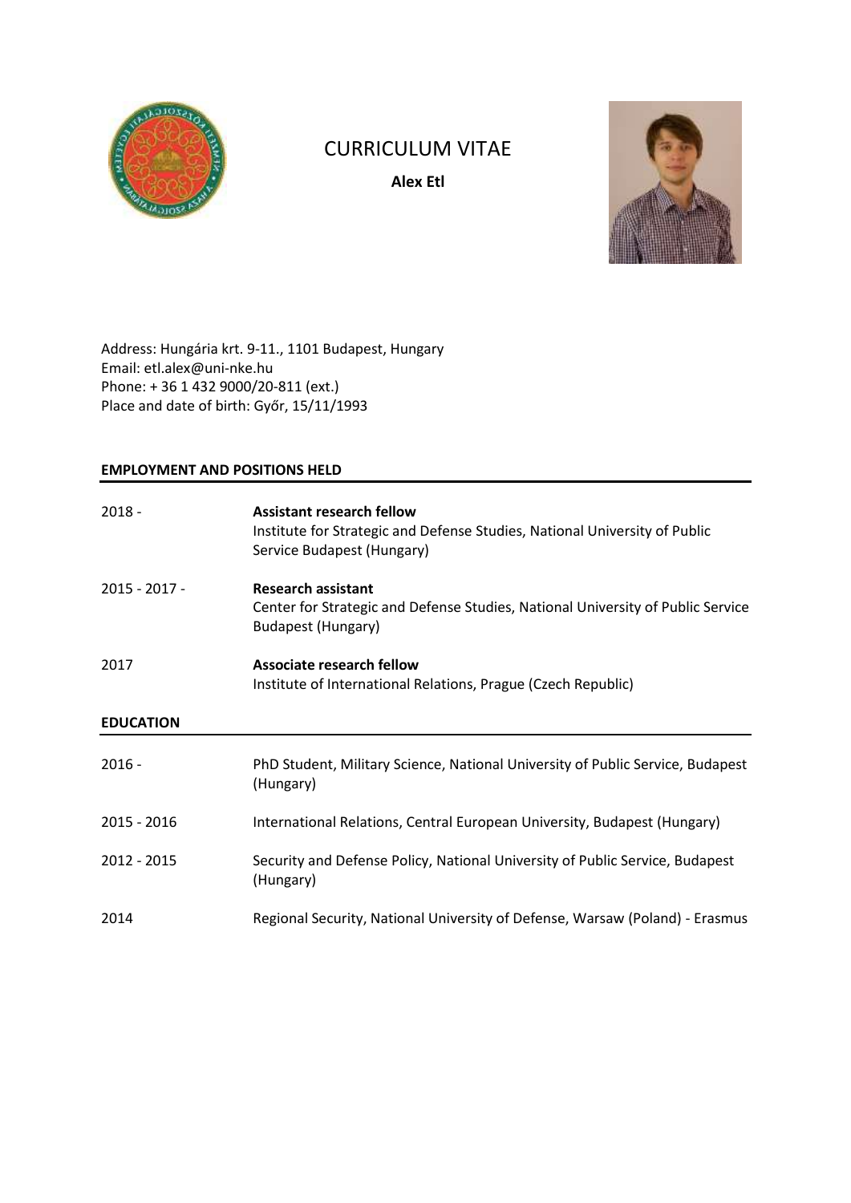# CURRICULUM VITAE

**Alex Etl**

Address: Hungária krt. 9-11., 1101 Budapest, Hungary
Email: etl.alex@uni-nke.hu
Phone: + 36 1 432 9000/20-811 (ext.)
Place and date of birth: Győr, 15/11/1993

## EMPLOYMENT AND POSITIONS HELD

| | |
|---|---|
| 2018 - | **Assistant research fellow**<br>Institute for Strategic and Defense Studies, National University of Public Service Budapest (Hungary) |
| 2015 - 2017 - | **Research assistant**<br>Center for Strategic and Defense Studies, National University of Public Service Budapest (Hungary) |
| 2017 | **Associate research fellow**<br>Institute of International Relations, Prague (Czech Republic) |

## EDUCATION

| | |
|---|---|
| 2016 - | PhD Student, Military Science, National University of Public Service, Budapest (Hungary) |
| 2015 - 2016 | International Relations, Central European University, Budapest (Hungary) |
| 2012 - 2015 | Security and Defense Policy, National University of Public Service, Budapest (Hungary) |
| 2014 | Regional Security, National University of Defense, Warsaw (Poland) - Erasmus |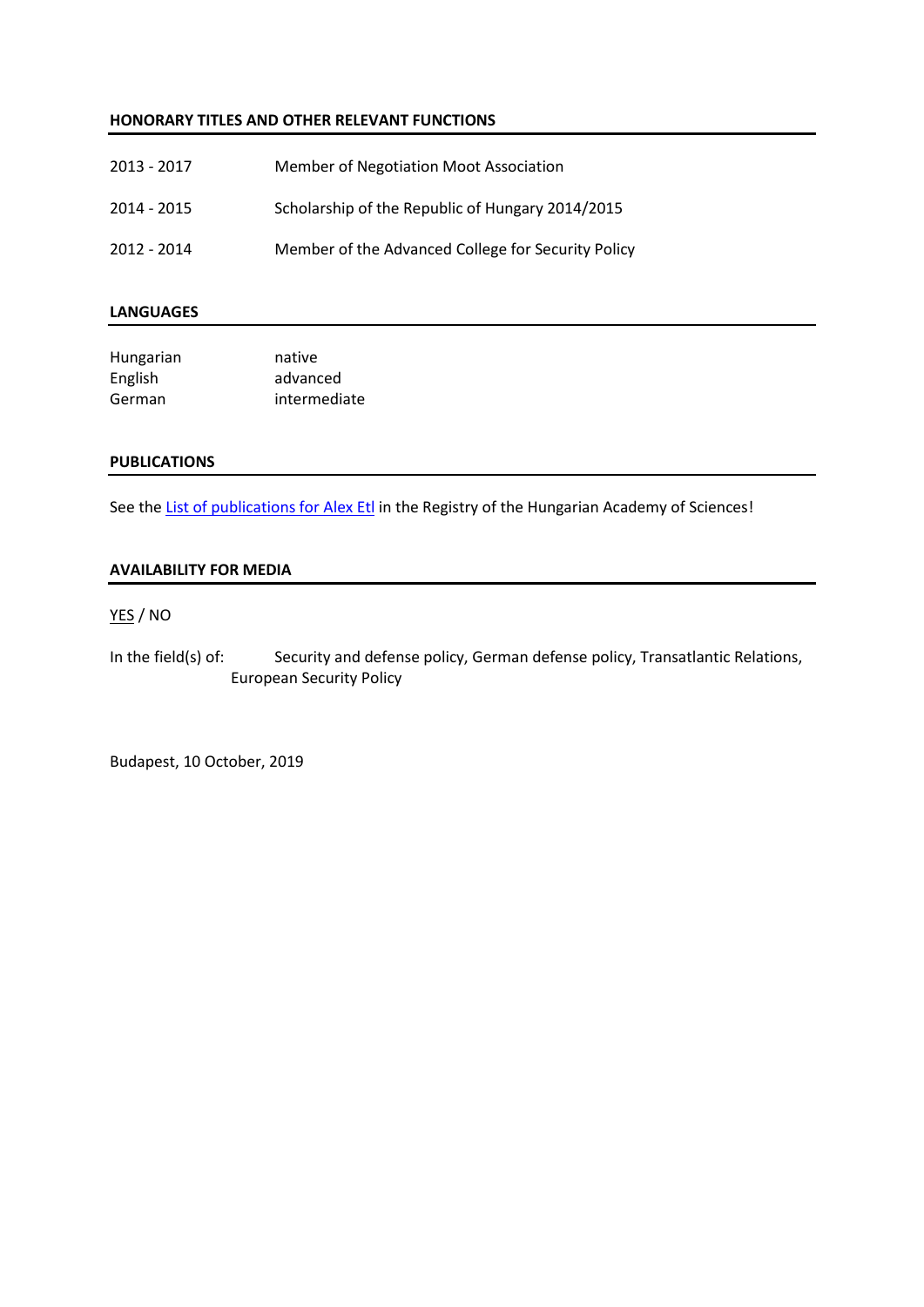## HONORARY TITLES AND OTHER RELEVANT FUNCTIONS

| | |
|---|---|
| 2013 - 2017 | Member of Negotiation Moot Association |
| 2014 - 2015 | Scholarship of the Republic of Hungary 2014/2015 |
| 2012 - 2014 | Member of the Advanced College for Security Policy |

## LANGUAGES

| | |
|---|---|
| Hungarian | native |
| English | advanced |
| German | intermediate |

## PUBLICATIONS

See the List of publications for Alex Etl in the Registry of the Hungarian Academy of Sciences!

## AVAILABILITY FOR MEDIA

YES / NO

In the field(s) of: Security and defense policy, German defense policy, Transatlantic Relations, European Security Policy

Budapest, 10 October, 2019